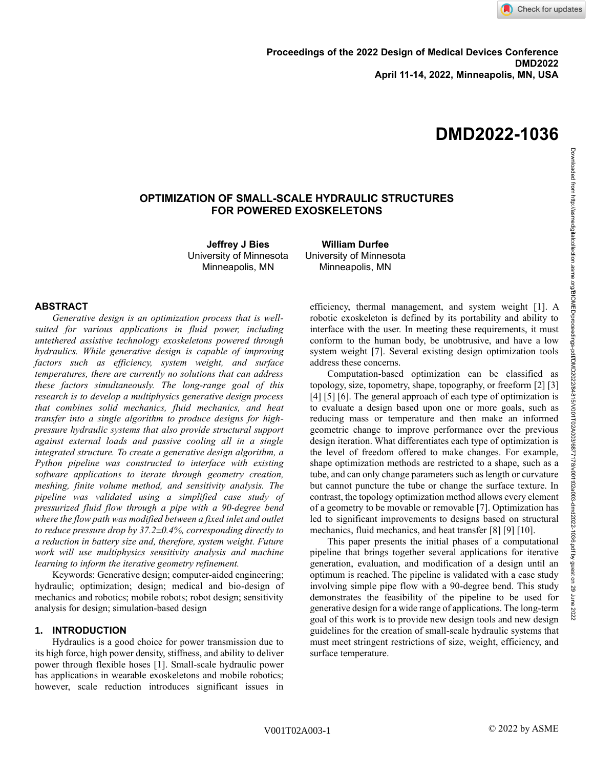Proceedings of the 2022 Design of Medical Devices Conference
DMD2022
April 11-14, 2022, Minneapolis, MN, USA

# DMD2022-1036

## OPTIMIZATION OF SMALL-SCALE HYDRAULIC STRUCTURES FOR POWERED EXOSKELETONS

**Jeffrey J Bies**
University of Minnesota
Minneapolis, MN

**William Durfee**
University of Minnesota
Minneapolis, MN

## ABSTRACT

*Generative design is an optimization process that is well-suited for various applications in fluid power, including untethered assistive technology exoskeletons powered through hydraulics. While generative design is capable of improving factors such as efficiency, system weight, and surface temperatures, there are currently no solutions that can address these factors simultaneously. The long-range goal of this research is to develop a multiphysics generative design process that combines solid mechanics, fluid mechanics, and heat transfer into a single algorithm to produce designs for high-pressure hydraulic systems that also provide structural support against external loads and passive cooling all in a single integrated structure. To create a generative design algorithm, a Python pipeline was constructed to interface with existing software applications to iterate through geometry creation, meshing, finite volume method, and sensitivity analysis. The pipeline was validated using a simplified case study of pressurized fluid flow through a pipe with a 90-degree bend where the flow path was modified between a fixed inlet and outlet to reduce pressure drop by 37.2±0.4%, corresponding directly to a reduction in battery size and, therefore, system weight. Future work will use multiphysics sensitivity analysis and machine learning to inform the iterative geometry refinement.*

Keywords: Generative design; computer-aided engineering; hydraulic; optimization; design; medical and bio-design of mechanics and robotics; mobile robots; robot design; sensitivity analysis for design; simulation-based design

## 1. INTRODUCTION

Hydraulics is a good choice for power transmission due to its high force, high power density, stiffness, and ability to deliver power through flexible hoses [1]. Small-scale hydraulic power has applications in wearable exoskeletons and mobile robotics; however, scale reduction introduces significant issues in efficiency, thermal management, and system weight [1]. A robotic exoskeleton is defined by its portability and ability to interface with the user. In meeting these requirements, it must conform to the human body, be unobtrusive, and have a low system weight [7]. Several existing design optimization tools address these concerns.

Computation-based optimization can be classified as topology, size, topometry, shape, topography, or freeform [2] [3] [4] [5] [6]. The general approach of each type of optimization is to evaluate a design based upon one or more goals, such as reducing mass or temperature and then make an informed geometric change to improve performance over the previous design iteration. What differentiates each type of optimization is the level of freedom offered to make changes. For example, shape optimization methods are restricted to a shape, such as a tube, and can only change parameters such as length or curvature but cannot puncture the tube or change the surface texture. In contrast, the topology optimization method allows every element of a geometry to be movable or removable [7]. Optimization has led to significant improvements to designs based on structural mechanics, fluid mechanics, and heat transfer [8] [9] [10].

This paper presents the initial phases of a computational pipeline that brings together several applications for iterative generation, evaluation, and modification of a design until an optimum is reached. The pipeline is validated with a case study involving simple pipe flow with a 90-degree bend. This study demonstrates the feasibility of the pipeline to be used for generative design for a wide range of applications. The long-term goal of this work is to provide new design tools and new design guidelines for the creation of small-scale hydraulic systems that must meet stringent restrictions of size, weight, efficiency, and surface temperature.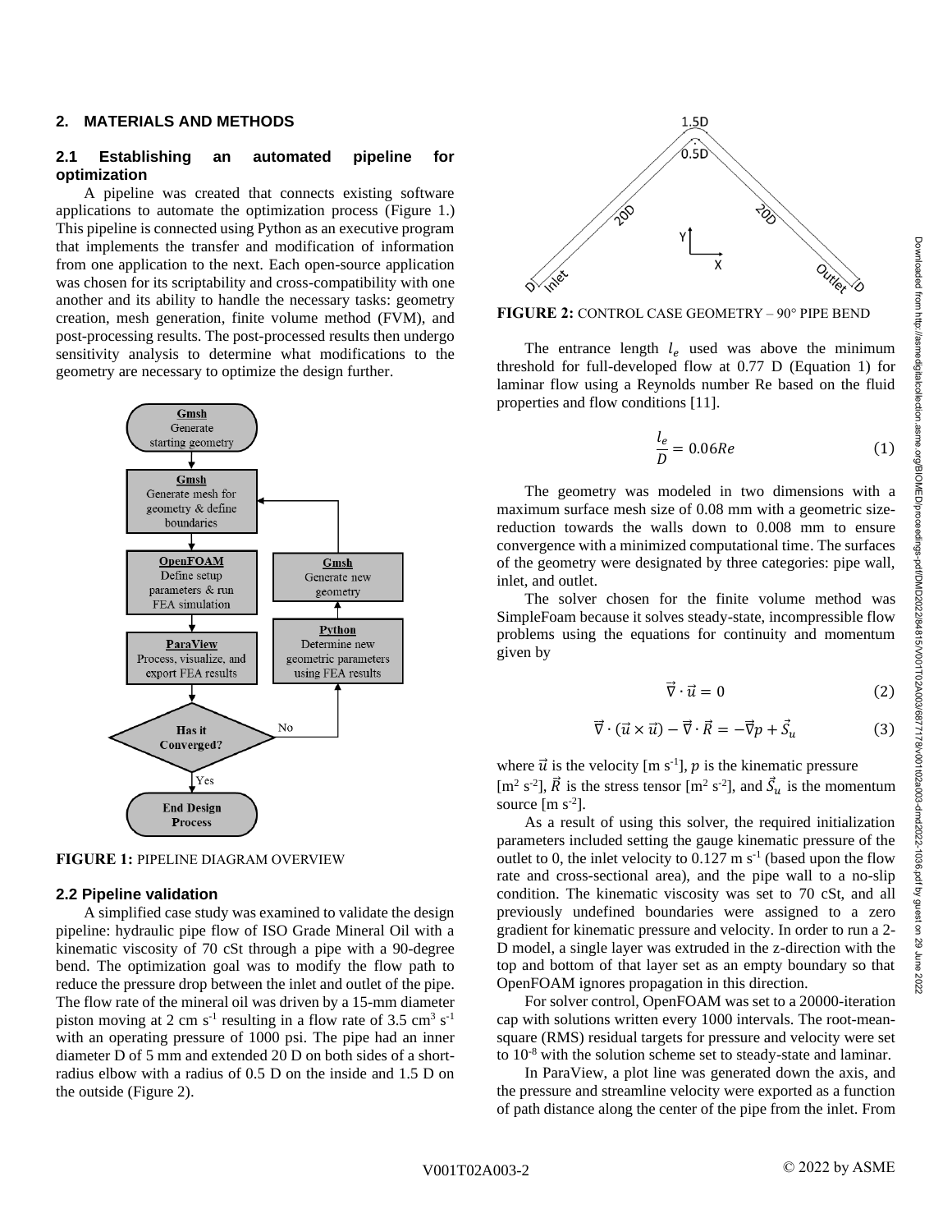## 2. MATERIALS AND METHODS

### 2.1 Establishing an automated pipeline for optimization

A pipeline was created that connects existing software applications to automate the optimization process (Figure 1.) This pipeline is connected using Python as an executive program that implements the transfer and modification of information from one application to the next. Each open-source application was chosen for its scriptability and cross-compatibility with one another and its ability to handle the necessary tasks: geometry creation, mesh generation, finite volume method (FVM), and post-processing results. The post-processed results then undergo sensitivity analysis to determine what modifications to the geometry are necessary to optimize the design further.

**FIGURE 1:** PIPELINE DIAGRAM OVERVIEW

### 2.2 Pipeline validation

A simplified case study was examined to validate the design pipeline: hydraulic pipe flow of ISO Grade Mineral Oil with a kinematic viscosity of 70 cSt through a pipe with a 90-degree bend. The optimization goal was to modify the flow path to reduce the pressure drop between the inlet and outlet of the pipe. The flow rate of the mineral oil was driven by a 15-mm diameter piston moving at 2 cm s$^{-1}$ resulting in a flow rate of 3.5 cm$^{3}$ s$^{-1}$ with an operating pressure of 1000 psi. The pipe had an inner diameter D of 5 mm and extended 20 D on both sides of a short-radius elbow with a radius of 0.5 D on the inside and 1.5 D on the outside (Figure 2).

**FIGURE 2:** CONTROL CASE GEOMETRY – 90° PIPE BEND

The entrance length $l_e$ used was above the minimum threshold for full-developed flow at 0.77 D (Equation 1) for laminar flow using a Reynolds number Re based on the fluid properties and flow conditions [11].

$$\frac{l_e}{D} = 0.06Re \tag{1}$$

The geometry was modeled in two dimensions with a maximum surface mesh size of 0.08 mm with a geometric size-reduction towards the walls down to 0.008 mm to ensure convergence with a minimized computational time. The surfaces of the geometry were designated by three categories: pipe wall, inlet, and outlet.

The solver chosen for the finite volume method was SimpleFoam because it solves steady-state, incompressible flow problems using the equations for continuity and momentum given by

$$\vec{\nabla} \cdot \vec{u} = 0 \tag{2}$$

$$\vec{\nabla} \cdot (\vec{u} \times \vec{u}) - \vec{\nabla} \cdot \vec{R} = -\vec{\nabla} p + \vec{S}_u \tag{3}$$

where $\vec{u}$ is the velocity [m s$^{-1}$], $p$ is the kinematic pressure [m$^{2}$ s$^{-2}$], $\vec{R}$ is the stress tensor [m$^{2}$ s$^{-2}$], and $\vec{S}_u$ is the momentum source [m s$^{-2}$].

As a result of using this solver, the required initialization parameters included setting the gauge kinematic pressure of the outlet to 0, the inlet velocity to 0.127 m s$^{-1}$ (based upon the flow rate and cross-sectional area), and the pipe wall to a no-slip condition. The kinematic viscosity was set to 70 cSt, and all previously undefined boundaries were assigned to a zero gradient for kinematic pressure and velocity. In order to run a 2-D model, a single layer was extruded in the z-direction with the top and bottom of that layer set as an empty boundary so that OpenFOAM ignores propagation in this direction.

For solver control, OpenFOAM was set to a 20000-iteration cap with solutions written every 1000 intervals. The root-mean-square (RMS) residual targets for pressure and velocity were set to 10$^{-8}$ with the solution scheme set to steady-state and laminar.

In ParaView, a plot line was generated down the axis, and the pressure and streamline velocity were exported as a function of path distance along the center of the pipe from the inlet. From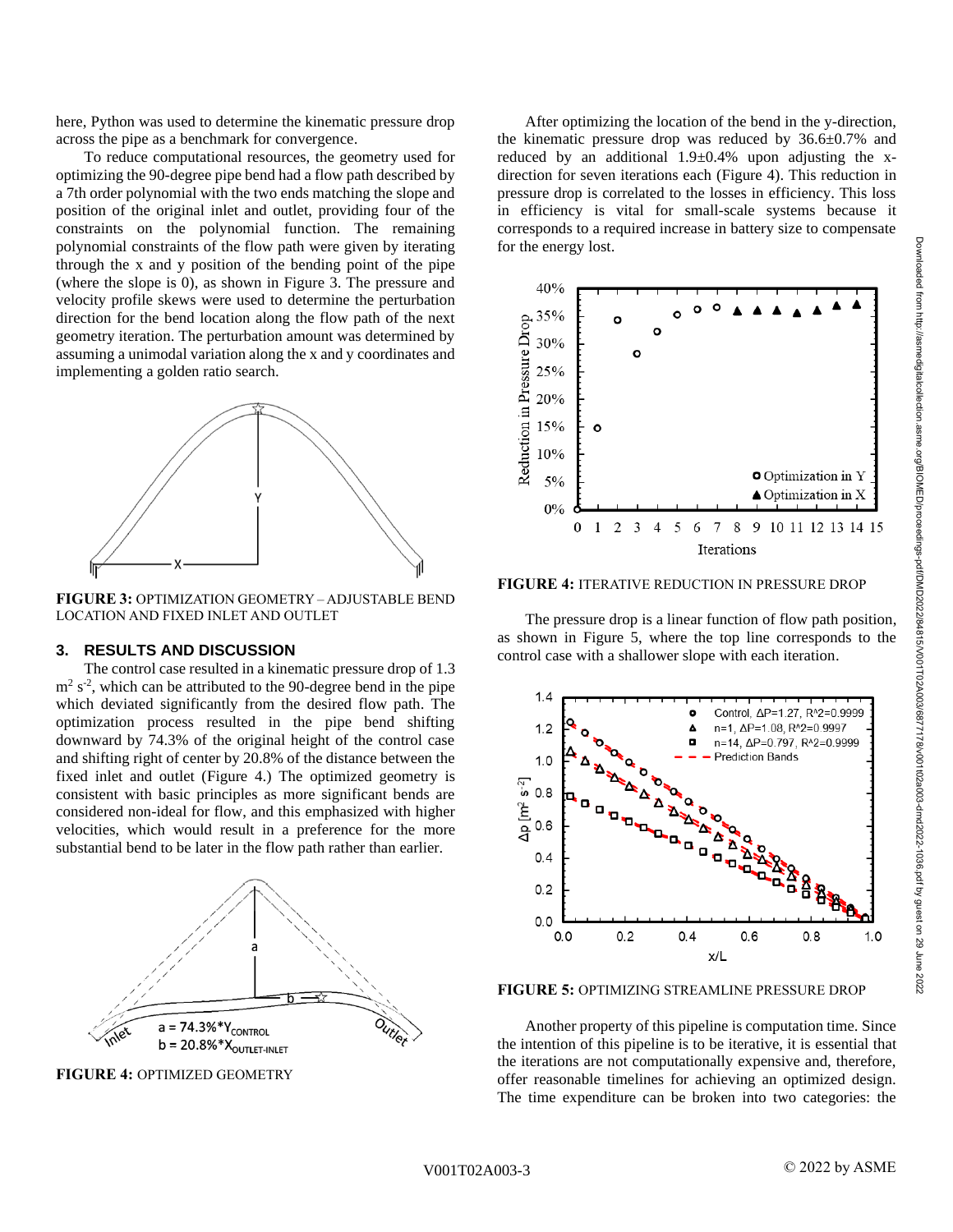here, Python was used to determine the kinematic pressure drop across the pipe as a benchmark for convergence.

To reduce computational resources, the geometry used for optimizing the 90-degree pipe bend had a flow path described by a 7th order polynomial with the two ends matching the slope and position of the original inlet and outlet, providing four of the constraints on the polynomial function. The remaining polynomial constraints of the flow path were given by iterating through the x and y position of the bending point of the pipe (where the slope is 0), as shown in Figure 3. The pressure and velocity profile skews were used to determine the perturbation direction for the bend location along the flow path of the next geometry iteration. The perturbation amount was determined by assuming a unimodal variation along the x and y coordinates and implementing a golden ratio search.

**FIGURE 3:** OPTIMIZATION GEOMETRY – ADJUSTABLE BEND LOCATION AND FIXED INLET AND OUTLET

## 3. RESULTS AND DISCUSSION

The control case resulted in a kinematic pressure drop of 1.3 $m^2 s^{-2}$, which can be attributed to the 90-degree bend in the pipe which deviated significantly from the desired flow path. The optimization process resulted in the pipe bend shifting downward by 74.3% of the original height of the control case and shifting right of center by 20.8% of the distance between the fixed inlet and outlet (Figure 4.) The optimized geometry is consistent with basic principles as more significant bends are considered non-ideal for flow, and this emphasized with higher velocities, which would result in a preference for the more substantial bend to be later in the flow path rather than earlier.

**FIGURE 4:** OPTIMIZED GEOMETRY

After optimizing the location of the bend in the y-direction, the kinematic pressure drop was reduced by 36.6±0.7% and reduced by an additional 1.9±0.4% upon adjusting the x-direction for seven iterations each (Figure 4). This reduction in pressure drop is correlated to the losses in efficiency. This loss in efficiency is vital for small-scale systems because it corresponds to a required increase in battery size to compensate for the energy lost.

**FIGURE 4:** ITERATIVE REDUCTION IN PRESSURE DROP

The pressure drop is a linear function of flow path position, as shown in Figure 5, where the top line corresponds to the control case with a shallower slope with each iteration.

**FIGURE 5:** OPTIMIZING STREAMLINE PRESSURE DROP

Another property of this pipeline is computation time. Since the intention of this pipeline is to be iterative, it is essential that the iterations are not computationally expensive and, therefore, offer reasonable timelines for achieving an optimized design. The time expenditure can be broken into two categories: the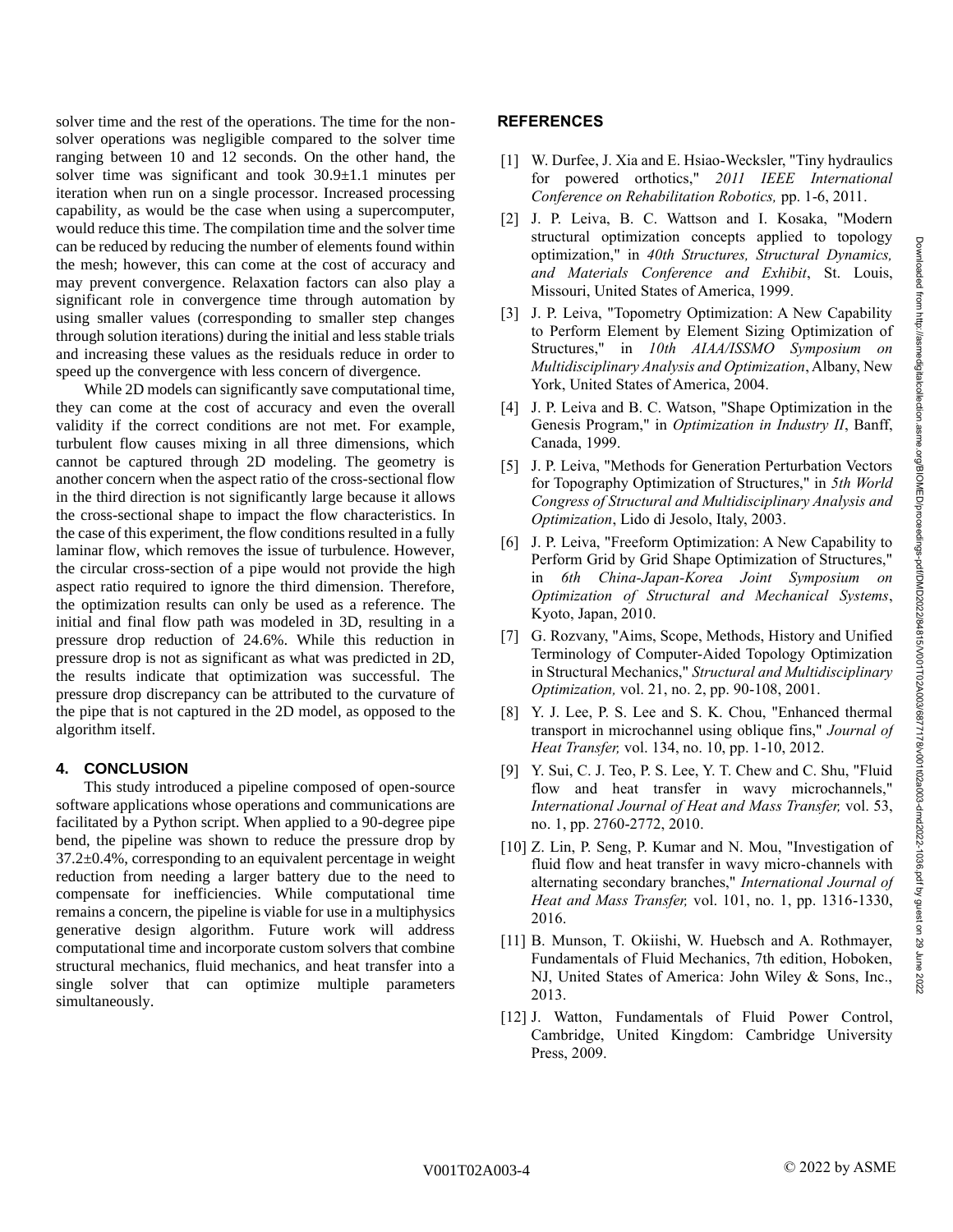solver time and the rest of the operations. The time for the non-solver operations was negligible compared to the solver time ranging between 10 and 12 seconds. On the other hand, the solver time was significant and took $30.9\pm1.1$ minutes per iteration when run on a single processor. Increased processing capability, as would be the case when using a supercomputer, would reduce this time. The compilation time and the solver time can be reduced by reducing the number of elements found within the mesh; however, this can come at the cost of accuracy and may prevent convergence. Relaxation factors can also play a significant role in convergence time through automation by using smaller values (corresponding to smaller step changes through solution iterations) during the initial and less stable trials and increasing these values as the residuals reduce in order to speed up the convergence with less concern of divergence.

While 2D models can significantly save computational time, they can come at the cost of accuracy and even the overall validity if the correct conditions are not met. For example, turbulent flow causes mixing in all three dimensions, which cannot be captured through 2D modeling. The geometry is another concern when the aspect ratio of the cross-sectional flow in the third direction is not significantly large because it allows the cross-sectional shape to impact the flow characteristics. In the case of this experiment, the flow conditions resulted in a fully laminar flow, which removes the issue of turbulence. However, the circular cross-section of a pipe would not provide the high aspect ratio required to ignore the third dimension. Therefore, the optimization results can only be used as a reference. The initial and final flow path was modeled in 3D, resulting in a pressure drop reduction of 24.6%. While this reduction in pressure drop is not as significant as what was predicted in 2D, the results indicate that optimization was successful. The pressure drop discrepancy can be attributed to the curvature of the pipe that is not captured in the 2D model, as opposed to the algorithm itself.

## 4. CONCLUSION

This study introduced a pipeline composed of open-source software applications whose operations and communications are facilitated by a Python script. When applied to a 90-degree pipe bend, the pipeline was shown to reduce the pressure drop by $37.2\pm0.4$%, corresponding to an equivalent percentage in weight reduction from needing a larger battery due to the need to compensate for inefficiencies. While computational time remains a concern, the pipeline is viable for use in a multiphysics generative design algorithm. Future work will address computational time and incorporate custom solvers that combine structural mechanics, fluid mechanics, and heat transfer into a single solver that can optimize multiple parameters simultaneously.

## REFERENCES

[1] W. Durfee, J. Xia and E. Hsiao-Wecksler, "Tiny hydraulics for powered orthotics," *2011 IEEE International Conference on Rehabilitation Robotics,* pp. 1-6, 2011.

[2] J. P. Leiva, B. C. Wattson and I. Kosaka, "Modern structural optimization concepts applied to topology optimization," in *40th Structures, Structural Dynamics, and Materials Conference and Exhibit*, St. Louis, Missouri, United States of America, 1999.

[3] J. P. Leiva, "Topometry Optimization: A New Capability to Perform Element by Element Sizing Optimization of Structures," in *10th AIAA/ISSMO Symposium on Multidisciplinary Analysis and Optimization*, Albany, New York, United States of America, 2004.

[4] J. P. Leiva and B. C. Watson, "Shape Optimization in the Genesis Program," in *Optimization in Industry II*, Banff, Canada, 1999.

[5] J. P. Leiva, "Methods for Generation Perturbation Vectors for Topography Optimization of Structures," in *5th World Congress of Structural and Multidisciplinary Analysis and Optimization*, Lido di Jesolo, Italy, 2003.

[6] J. P. Leiva, "Freeform Optimization: A New Capability to Perform Grid by Grid Shape Optimization of Structures," in *6th China-Japan-Korea Joint Symposium on Optimization of Structural and Mechanical Systems*, Kyoto, Japan, 2010.

[7] G. Rozvany, "Aims, Scope, Methods, History and Unified Terminology of Computer-Aided Topology Optimization in Structural Mechanics," *Structural and Multidisciplinary Optimization,* vol. 21, no. 2, pp. 90-108, 2001.

[8] Y. J. Lee, P. S. Lee and S. K. Chou, "Enhanced thermal transport in microchannel using oblique fins," *Journal of Heat Transfer,* vol. 134, no. 10, pp. 1-10, 2012.

[9] Y. Sui, C. J. Teo, P. S. Lee, Y. T. Chew and C. Shu, "Fluid flow and heat transfer in wavy microchannels," *International Journal of Heat and Mass Transfer,* vol. 53, no. 1, pp. 2760-2772, 2010.

[10] Z. Lin, P. Seng, P. Kumar and N. Mou, "Investigation of fluid flow and heat transfer in wavy micro-channels with alternating secondary branches," *International Journal of Heat and Mass Transfer,* vol. 101, no. 1, pp. 1316-1330, 2016.

[11] B. Munson, T. Okiishi, W. Huebsch and A. Rothmayer, Fundamentals of Fluid Mechanics, 7th edition, Hoboken, NJ, United States of America: John Wiley & Sons, Inc., 2013.

[12] J. Watton, Fundamentals of Fluid Power Control, Cambridge, United Kingdom: Cambridge University Press, 2009.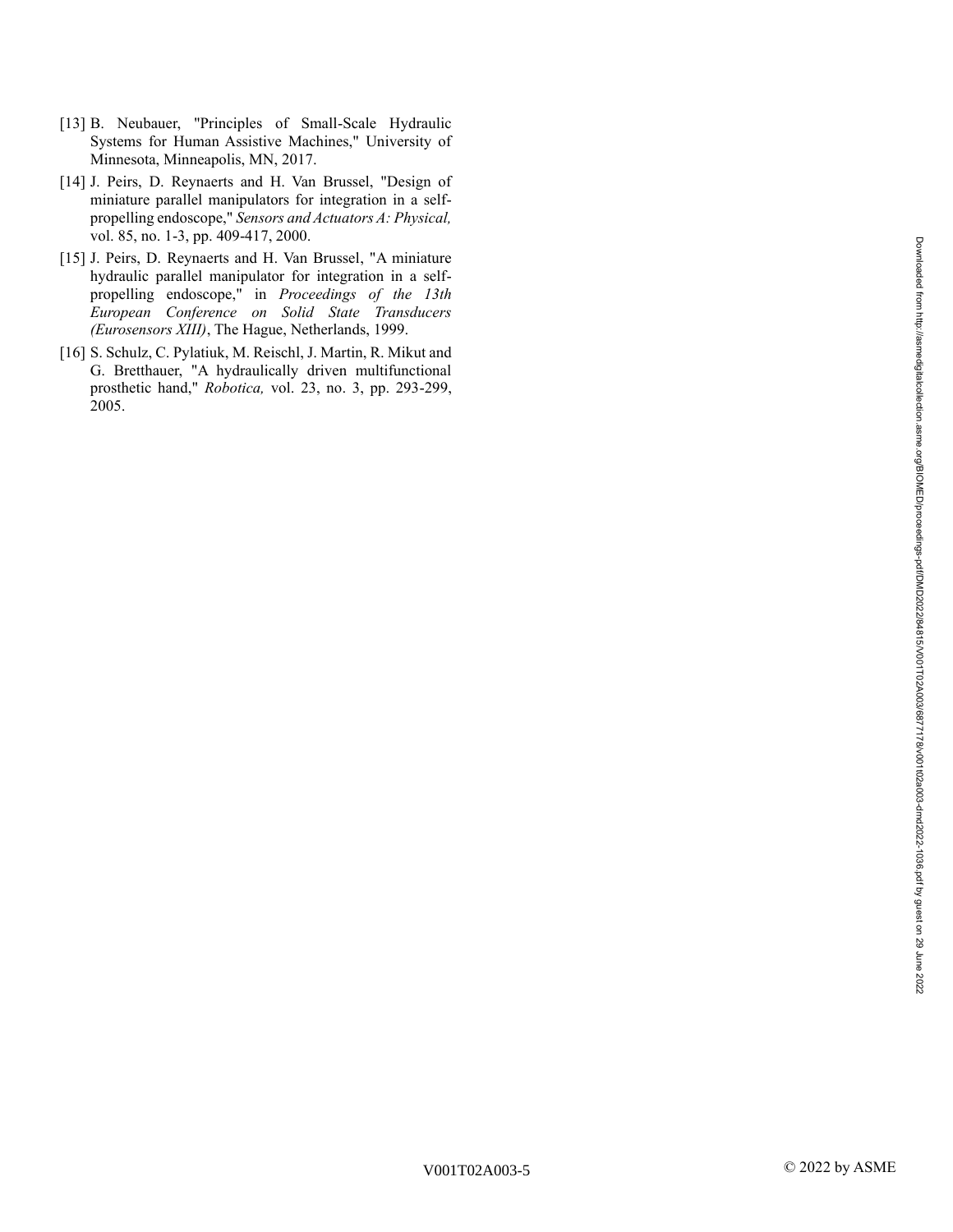[13] B. Neubauer, "Principles of Small-Scale Hydraulic Systems for Human Assistive Machines," University of Minnesota, Minneapolis, MN, 2017.

[14] J. Peirs, D. Reynaerts and H. Van Brussel, "Design of miniature parallel manipulators for integration in a self-propelling endoscope," *Sensors and Actuators A: Physical,* vol. 85, no. 1-3, pp. 409-417, 2000.

[15] J. Peirs, D. Reynaerts and H. Van Brussel, "A miniature hydraulic parallel manipulator for integration in a self-propelling endoscope," in *Proceedings of the 13th European Conference on Solid State Transducers (Eurosensors XIII)*, The Hague, Netherlands, 1999.

[16] S. Schulz, C. Pylatiuk, M. Reischl, J. Martin, R. Mikut and G. Bretthauer, "A hydraulically driven multifunctional prosthetic hand," *Robotica,* vol. 23, no. 3, pp. 293-299, 2005.